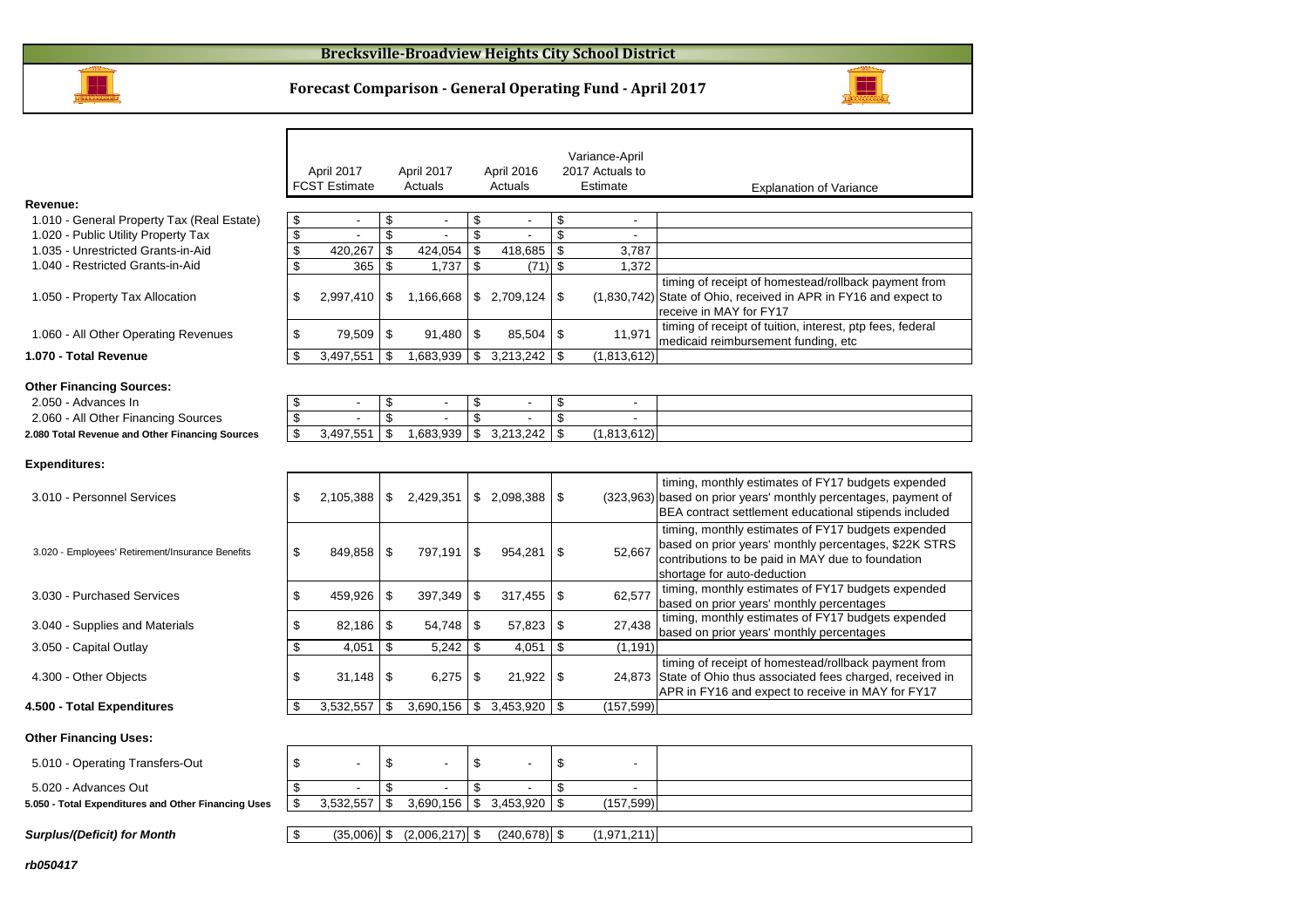# Brecksville-Broadview Heights City School District

## Forecast Comparison - General Operating Fund - April 2017

| | April 2017 FCST Estimate | April 2017 Actuals | April 2016 Actuals | Variance-April 2017 Actuals to Estimate | Explanation of Variance |
|---|---|---|---|---|---|
| **Revenue:** | | | | | |
| 1.010 - General Property Tax (Real Estate) | $ - | $ - | $ - | $ - | |
| 1.020 - Public Utility Property Tax | $ - | $ - | $ - | $ - | |
| 1.035 - Unrestricted Grants-in-Aid | $ 420,267 | $ 424,054 | $ 418,685 | $ 3,787 | |
| 1.040 - Restricted Grants-in-Aid | $ 365 | $ 1,737 | $ (71) | $ 1,372 | |
| 1.050 - Property Tax Allocation | $ 2,997,410 | $ 1,166,668 | $ 2,709,124 | $ (1,830,742) | timing of receipt of homestead/rollback payment from State of Ohio, received in APR in FY16 and expect to receive in MAY for FY17 |
| 1.060 - All Other Operating Revenues | $ 79,509 | $ 91,480 | $ 85,504 | $ 11,971 | timing of receipt of tuition, interest, ptp fees, federal medicaid reimbursement funding, etc |
| **1.070 - Total Revenue** | $ 3,497,551 | $ 1,683,939 | $ 3,213,242 | $ (1,813,612) | |
| **Other Financing Sources:** | | | | | |
| 2.050 - Advances In | $ - | $ - | $ - | $ - | |
| 2.060 - All Other Financing Sources | $ - | $ - | $ - | $ - | |
| **2.080 Total Revenue and Other Financing Sources** | $ 3,497,551 | $ 1,683,939 | $ 3,213,242 | $ (1,813,612) | |
| **Expenditures:** | | | | | |
| 3.010 - Personnel Services | $ 2,105,388 | $ 2,429,351 | $ 2,098,388 | $ (323,963) | timing, monthly estimates of FY17 budgets expended based on prior years' monthly percentages, payment of BEA contract settlement educational stipends included |
| 3.020 - Employees' Retirement/Insurance Benefits | $ 849,858 | $ 797,191 | $ 954,281 | $ 52,667 | timing, monthly estimates of FY17 budgets expended based on prior years' monthly percentages, $22K STRS contributions to be paid in MAY due to foundation shortage for auto-deduction |
| 3.030 - Purchased Services | $ 459,926 | $ 397,349 | $ 317,455 | $ 62,577 | timing, monthly estimates of FY17 budgets expended based on prior years' monthly percentages |
| 3.040 - Supplies and Materials | $ 82,186 | $ 54,748 | $ 57,823 | $ 27,438 | timing, monthly estimates of FY17 budgets expended based on prior years' monthly percentages |
| 3.050 - Capital Outlay | $ 4,051 | $ 5,242 | $ 4,051 | $ (1,191) | |
| 4.300 - Other Objects | $ 31,148 | $ 6,275 | $ 21,922 | $ 24,873 | timing of receipt of homestead/rollback payment from State of Ohio thus associated fees charged, received in APR in FY16 and expect to receive in MAY for FY17 |
| **4.500 - Total Expenditures** | $ 3,532,557 | $ 3,690,156 | $ 3,453,920 | $ (157,599) | |
| **Other Financing Uses:** | | | | | |
| 5.010 - Operating Transfers-Out | $ - | $ - | $ - | $ - | |
| 5.020 - Advances Out | $ - | $ - | $ - | $ - | |
| **5.050 - Total Expenditures and Other Financing Uses** | $ 3,532,557 | $ 3,690,156 | $ 3,453,920 | $ (157,599) | |
| ***Surplus/(Deficit) for Month*** | $ (35,006) | $ (2,006,217) | $ (240,678) | $ (1,971,211) | |

*rb050417*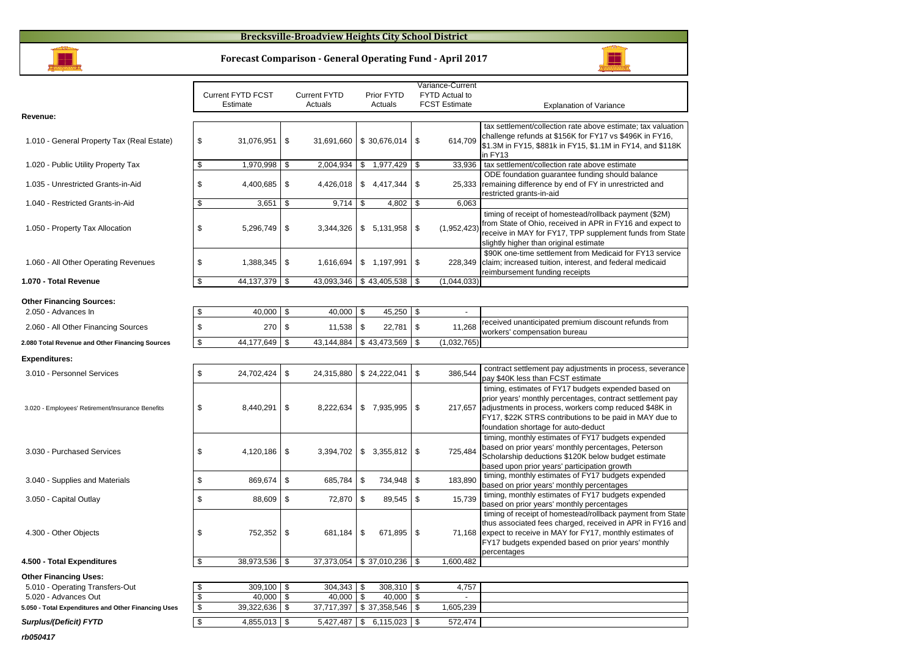# Brecksville-Broadview Heights City School District

## Forecast Comparison - General Operating Fund - April 2017

| | Current FYTD FCST Estimate | Current FYTD Actuals | Prior FYTD Actuals | Variance-Current FYTD Actual to FCST Estimate | Explanation of Variance |
|---|---|---|---|---|---|
| **Revenue:** | | | | | |
| 1.010 - General Property Tax (Real Estate) | $ 31,076,951 | $ 31,691,660 | $ 30,676,014 | $ 614,709 | tax settlement/collection rate above estimate; tax valuation challenge refunds at $156K for FY17 vs $496K in FY16, $1.3M in FY15, $881k in FY15, $1.1M in FY14, and $118K in FY13 |
| 1.020 - Public Utility Property Tax | $ 1,970,998 | $ 2,004,934 | $ 1,977,429 | $ 33,936 | tax settlement/collection rate above estimate |
| 1.035 - Unrestricted Grants-in-Aid | $ 4,400,685 | $ 4,426,018 | $ 4,417,344 | $ 25,333 | ODE foundation guarantee funding should balance remaining difference by end of FY in unrestricted and restricted grants-in-aid |
| 1.040 - Restricted Grants-in-Aid | $ 3,651 | $ 9,714 | $ 4,802 | $ 6,063 | |
| 1.050 - Property Tax Allocation | $ 5,296,749 | $ 3,344,326 | $ 5,131,958 | $ (1,952,423) | timing of receipt of homestead/rollback payment ($2M) from State of Ohio, received in APR in FY16 and expect to receive in MAY for FY17, TPP supplement funds from State slightly higher than original estimate |
| 1.060 - All Other Operating Revenues | $ 1,388,345 | $ 1,616,694 | $ 1,197,991 | $ 228,349 | $90K one-time settlement from Medicaid for FY13 service claim; increased tuition, interest, and federal medicaid reimbursement funding receipts |
| **1.070 - Total Revenue** | $ 44,137,379 | $ 43,093,346 | $ 43,405,538 | $ (1,044,033) | |
| **Other Financing Sources:** | | | | | |
| 2.050 - Advances In | $ 40,000 | $ 40,000 | $ 45,250 | $ - | |
| 2.060 - All Other Financing Sources | $ 270 | $ 11,538 | $ 22,781 | $ 11,268 | received unanticipated premium discount refunds from workers' compensation bureau |
| **2.080 Total Revenue and Other Financing Sources** | $ 44,177,649 | $ 43,144,884 | $ 43,473,569 | $ (1,032,765) | |
| **Expenditures:** | | | | | |
| 3.010 - Personnel Services | $ 24,702,424 | $ 24,315,880 | $ 24,222,041 | $ 386,544 | contract settlement pay adjustments in process, severance pay $40K less than FCST estimate |
| 3.020 - Employees' Retirement/Insurance Benefits | $ 8,440,291 | $ 8,222,634 | $ 7,935,995 | $ 217,657 | timing, estimates of FY17 budgets expended based on prior years' monthly percentages, contract settlement pay adjustments in process, workers comp reduced $48K in FY17, $22K STRS contributions to be paid in MAY due to foundation shortage for auto-deduct |
| 3.030 - Purchased Services | $ 4,120,186 | $ 3,394,702 | $ 3,355,812 | $ 725,484 | timing, monthly estimates of FY17 budgets expended based on prior years' monthly percentages, Peterson Scholarship deductions $120K below budget estimate based upon prior years' participation growth |
| 3.040 - Supplies and Materials | $ 869,674 | $ 685,784 | $ 734,948 | $ 183,890 | timing, monthly estimates of FY17 budgets expended based on prior years' monthly percentages |
| 3.050 - Capital Outlay | $ 88,609 | $ 72,870 | $ 89,545 | $ 15,739 | timing, monthly estimates of FY17 budgets expended based on prior years' monthly percentages |
| 4.300 - Other Objects | $ 752,352 | $ 681,184 | $ 671,895 | $ 71,168 | timing of receipt of homestead/rollback payment from State thus associated fees charged, received in APR in FY16 and expect to receive in MAY for FY17, monthly estimates of FY17 budgets expended based on prior years' monthly percentages |
| **4.500 - Total Expenditures** | $ 38,973,536 | $ 37,373,054 | $ 37,010,236 | $ 1,600,482 | |
| **Other Financing Uses:** | | | | | |
| 5.010 - Operating Transfers-Out | $ 309,100 | $ 304,343 | $ 308,310 | $ 4,757 | |
| 5.020 - Advances Out | $ 40,000 | $ 40,000 | $ 40,000 | $ - | |
| **5.050 - Total Expenditures and Other Financing Uses** | $ 39,322,636 | $ 37,717,397 | $ 37,358,546 | $ 1,605,239 | |
| ***Surplus/(Deficit) FYTD*** | $ 4,855,013 | $ 5,427,487 | $ 6,115,023 | $ 572,474 | |

*rb050417*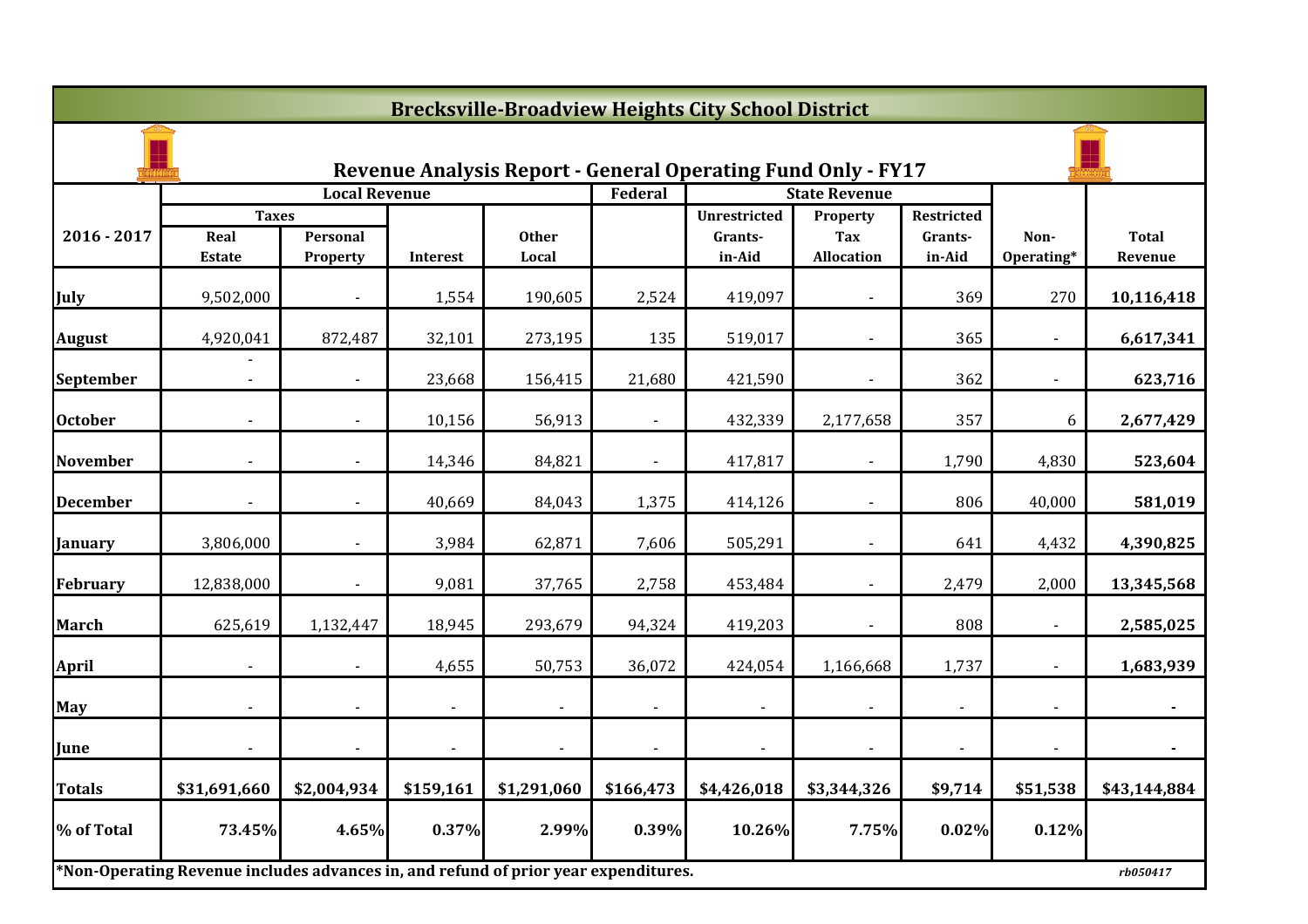# Brecksville-Broadview Heights City School District

## Revenue Analysis Report - General Operating Fund Only - FY17

| 2016 - 2017 | Local Revenue | | | | Federal | State Revenue | | | Non-Operating* | Total Revenue |
|---|---|---|---|---|---|---|---|---|---|---|
| | Taxes | | | | | | | | | |
| | Real Estate | Personal Property | Interest | Other Local | | Unrestricted Grants-in-Aid | Property Tax Allocation | Restricted Grants-in-Aid | | |
| July | 9,502,000 | - | 1,554 | 190,605 | 2,524 | 419,097 | - | 369 | 270 | **10,116,418** |
| August | 4,920,041 | 872,487 | 32,101 | 273,195 | 135 | 519,017 | - | 365 | - | **6,617,341** |
| September | - - | - | 23,668 | 156,415 | 21,680 | 421,590 | - | 362 | - | **623,716** |
| October | - | - | 10,156 | 56,913 | - | 432,339 | 2,177,658 | 357 | 6 | **2,677,429** |
| November | - | - | 14,346 | 84,821 | - | 417,817 | - | 1,790 | 4,830 | **523,604** |
| December | - | - | 40,669 | 84,043 | 1,375 | 414,126 | - | 806 | 40,000 | **581,019** |
| January | 3,806,000 | - | 3,984 | 62,871 | 7,606 | 505,291 | - | 641 | 4,432 | **4,390,825** |
| February | 12,838,000 | - | 9,081 | 37,765 | 2,758 | 453,484 | - | 2,479 | 2,000 | **13,345,568** |
| March | 625,619 | 1,132,447 | 18,945 | 293,679 | 94,324 | 419,203 | - | 808 | - | **2,585,025** |
| April | - | - | 4,655 | 50,753 | 36,072 | 424,054 | 1,166,668 | 1,737 | - | **1,683,939** |
| May | - | - | - | - | - | - | - | - | - | **-** |
| June | - | - | - | - | - | - | - | - | - | **-** |
| **Totals** | **$31,691,660** | **$2,004,934** | **$159,161** | **$1,291,060** | **$166,473** | **$4,426,018** | **$3,344,326** | **$9,714** | **$51,538** | **$43,144,884** |
| **% of Total** | **73.45%** | **4.65%** | **0.37%** | **2.99%** | **0.39%** | **10.26%** | **7.75%** | **0.02%** | **0.12%** | |

***Non-Operating Revenue includes advances in, and refund of prior year expenditures.**

*rb050417*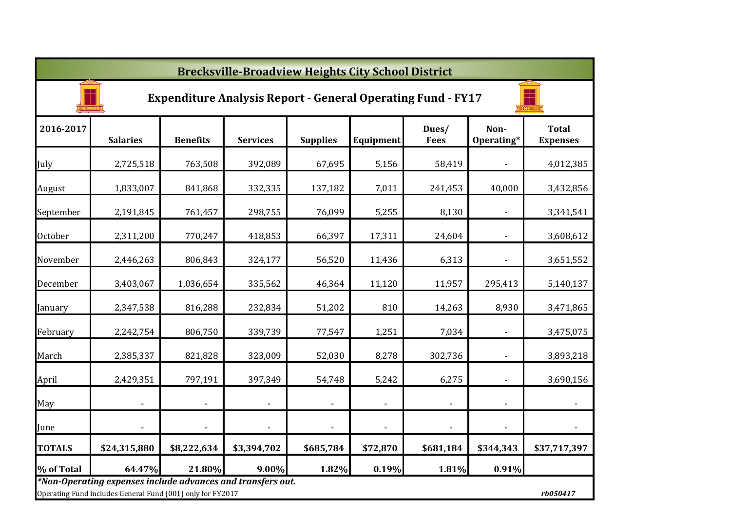# Brecksville-Broadview Heights City School District

## Expenditure Analysis Report - General Operating Fund - FY17

| 2016-2017 | Salaries | Benefits | Services | Supplies | Equipment | Dues/ Fees | Non-Operating* | Total Expenses |
|---|---|---|---|---|---|---|---|---|
| July | 2,725,518 | 763,508 | 392,089 | 67,695 | 5,156 | 58,419 | - | 4,012,385 |
| August | 1,833,007 | 841,868 | 332,335 | 137,182 | 7,011 | 241,453 | 40,000 | 3,432,856 |
| September | 2,191,845 | 761,457 | 298,755 | 76,099 | 5,255 | 8,130 | - | 3,341,541 |
| October | 2,311,200 | 770,247 | 418,853 | 66,397 | 17,311 | 24,604 | - | 3,608,612 |
| November | 2,446,263 | 806,843 | 324,177 | 56,520 | 11,436 | 6,313 | - | 3,651,552 |
| December | 3,403,067 | 1,036,654 | 335,562 | 46,364 | 11,120 | 11,957 | 295,413 | 5,140,137 |
| January | 2,347,538 | 816,288 | 232,834 | 51,202 | 810 | 14,263 | 8,930 | 3,471,865 |
| February | 2,242,754 | 806,750 | 339,739 | 77,547 | 1,251 | 7,034 | - | 3,475,075 |
| March | 2,385,337 | 821,828 | 323,009 | 52,030 | 8,278 | 302,736 | - | 3,893,218 |
| April | 2,429,351 | 797,191 | 397,349 | 54,748 | 5,242 | 6,275 | - | 3,690,156 |
| May | - | - | - | - | - | - | - | - |
| June | - | - | - | - | - | - | - | - |
| **TOTALS** | **$24,315,880** | **$8,222,634** | **$3,394,702** | **$685,784** | **$72,870** | **$681,184** | **$344,343** | **$37,717,397** |
| **% of Total** | **64.47%** | **21.80%** | **9.00%** | **1.82%** | **0.19%** | **1.81%** | **0.91%** | |

***Non-Operating expenses include advances and transfers out.***

Operating Fund includes General Fund (001) only for FY2017

*rb050417*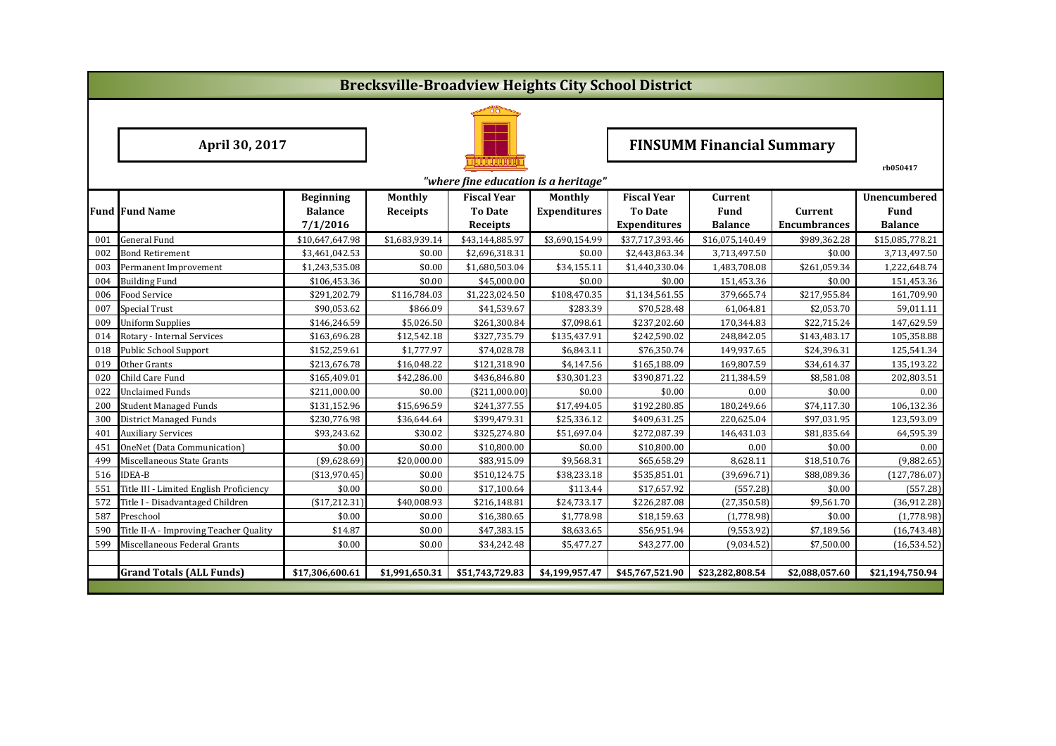# Brecksville-Broadview Heights City School District

**April 30, 2017**

## FINSUMM Financial Summary

rb050417

*"where fine education is a heritage"*

| Fund | Fund Name | Beginning Balance 7/1/2016 | Monthly Receipts | Fiscal Year To Date Receipts | Monthly Expenditures | Fiscal Year To Date Expenditures | Current Fund Balance | Current Encumbrances | Unencumbered Fund Balance |
|---|---|---|---|---|---|---|---|---|---|
| 001 | General Fund | $10,647,647.98 | $1,683,939.14 | $43,144,885.97 | $3,690,154.99 | $37,717,393.46 | $16,075,140.49 | $989,362.28 | $15,085,778.21 |
| 002 | Bond Retirement | $3,461,042.53 | $0.00 | $2,696,318.31 | $0.00 | $2,443,863.34 | 3,713,497.50 | $0.00 | 3,713,497.50 |
| 003 | Permanent Improvement | $1,243,535.08 | $0.00 | $1,680,503.04 | $34,155.11 | $1,440,330.04 | 1,483,708.08 | $261,059.34 | 1,222,648.74 |
| 004 | Building Fund | $106,453.36 | $0.00 | $45,000.00 | $0.00 | $0.00 | 151,453.36 | $0.00 | 151,453.36 |
| 006 | Food Service | $291,202.79 | $116,784.03 | $1,223,024.50 | $108,470.35 | $1,134,561.55 | 379,665.74 | $217,955.84 | 161,709.90 |
| 007 | Special Trust | $90,053.62 | $866.09 | $41,539.67 | $283.39 | $70,528.48 | 61,064.81 | $2,053.70 | 59,011.11 |
| 009 | Uniform Supplies | $146,246.59 | $5,026.50 | $261,300.84 | $7,098.61 | $237,202.60 | 170,344.83 | $22,715.24 | 147,629.59 |
| 014 | Rotary - Internal Services | $163,696.28 | $12,542.18 | $327,735.79 | $135,437.91 | $242,590.02 | 248,842.05 | $143,483.17 | 105,358.88 |
| 018 | Public School Support | $152,259.61 | $1,777.97 | $74,028.78 | $6,843.11 | $76,350.74 | 149,937.65 | $24,396.31 | 125,541.34 |
| 019 | Other Grants | $213,676.78 | $16,048.22 | $121,318.90 | $4,147.56 | $165,188.09 | 169,807.59 | $34,614.37 | 135,193.22 |
| 020 | Child Care Fund | $165,409.01 | $42,286.00 | $436,846.80 | $30,301.23 | $390,871.22 | 211,384.59 | $8,581.08 | 202,803.51 |
| 022 | Unclaimed Funds | $211,000.00 | $0.00 | ($211,000.00) | $0.00 | $0.00 | 0.00 | $0.00 | 0.00 |
| 200 | Student Managed Funds | $131,152.96 | $15,696.59 | $241,377.55 | $17,494.05 | $192,280.85 | 180,249.66 | $74,117.30 | 106,132.36 |
| 300 | District Managed Funds | $230,776.98 | $36,644.64 | $399,479.31 | $25,336.12 | $409,631.25 | 220,625.04 | $97,031.95 | 123,593.09 |
| 401 | Auxiliary Services | $93,243.62 | $30.02 | $325,274.80 | $51,697.04 | $272,087.39 | 146,431.03 | $81,835.64 | 64,595.39 |
| 451 | OneNet (Data Communication) | $0.00 | $0.00 | $10,800.00 | $0.00 | $10,800.00 | 0.00 | $0.00 | 0.00 |
| 499 | Miscellaneous State Grants | ($9,628.69) | $20,000.00 | $83,915.09 | $9,568.31 | $65,658.29 | 8,628.11 | $18,510.76 | (9,882.65) |
| 516 | IDEA-B | ($13,970.45) | $0.00 | $510,124.75 | $38,233.18 | $535,851.01 | (39,696.71) | $88,089.36 | (127,786.07) |
| 551 | Title III - Limited English Proficiency | $0.00 | $0.00 | $17,100.64 | $113.44 | $17,657.92 | (557.28) | $0.00 | (557.28) |
| 572 | Title I - Disadvantaged Children | ($17,212.31) | $40,008.93 | $216,148.81 | $24,733.17 | $226,287.08 | (27,350.58) | $9,561.70 | (36,912.28) |
| 587 | Preschool | $0.00 | $0.00 | $16,380.65 | $1,778.98 | $18,159.63 | (1,778.98) | $0.00 | (1,778.98) |
| 590 | Title II-A - Improving Teacher Quality | $14.87 | $0.00 | $47,383.15 | $8,633.65 | $56,951.94 | (9,553.92) | $7,189.56 | (16,743.48) |
| 599 | Miscellaneous Federal Grants | $0.00 | $0.00 | $34,242.48 | $5,477.27 | $43,277.00 | (9,034.52) | $7,500.00 | (16,534.52) |
| | | | | | | | | | |
| | **Grand Totals (ALL Funds)** | **$17,306,600.61** | **$1,991,650.31** | **$51,743,729.83** | **$4,199,957.47** | **$45,767,521.90** | **$23,282,808.54** | **$2,088,057.60** | **$21,194,750.94** |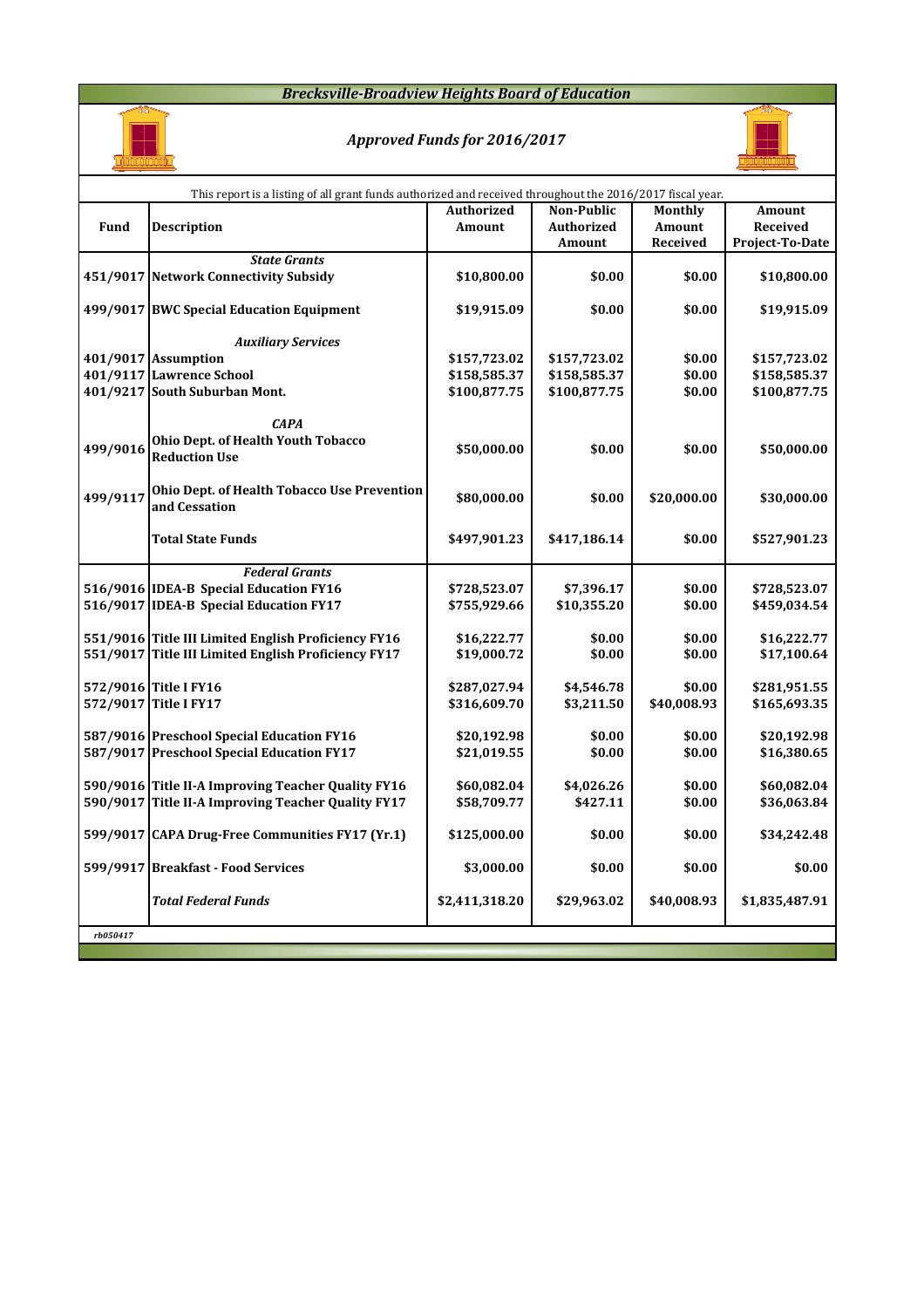# Brecksville-Broadview Heights Board of Education

## *Approved Funds for 2016/2017*

This report is a listing of all grant funds authorized and received throughout the 2016/2017 fiscal year.

| Fund | Description | Authorized Amount | Non-Public Authorized Amount | Monthly Amount Received | Amount Received Project-To-Date |
|---|---|---|---|---|---|
| | ***State Grants*** | | | | |
| 451/9017 | **Network Connectivity Subsidy** | $10,800.00 | $0.00 | $0.00 | $10,800.00 |
| 499/9017 | **BWC Special Education Equipment** | $19,915.09 | $0.00 | $0.00 | $19,915.09 |
| | ***Auxiliary Services*** | | | | |
| 401/9017 | **Assumption** | $157,723.02 | $157,723.02 | $0.00 | $157,723.02 |
| 401/9117 | **Lawrence School** | $158,585.37 | $158,585.37 | $0.00 | $158,585.37 |
| 401/9217 | **South Suburban Mont.** | $100,877.75 | $100,877.75 | $0.00 | $100,877.75 |
| | ***CAPA*** | | | | |
| 499/9016 | **Ohio Dept. of Health Youth Tobacco Reduction Use** | $50,000.00 | $0.00 | $0.00 | $50,000.00 |
| 499/9117 | **Ohio Dept. of Health Tobacco Use Prevention and Cessation** | $80,000.00 | $0.00 | $20,000.00 | $30,000.00 |
| | **Total State Funds** | $497,901.23 | $417,186.14 | $0.00 | $527,901.23 |
| | ***Federal Grants*** | | | | |
| 516/9016 | **IDEA-B Special Education FY16** | $728,523.07 | $7,396.17 | $0.00 | $728,523.07 |
| 516/9017 | **IDEA-B Special Education FY17** | $755,929.66 | $10,355.20 | $0.00 | $459,034.54 |
| 551/9016 | **Title III Limited English Proficiency FY16** | $16,222.77 | $0.00 | $0.00 | $16,222.77 |
| 551/9017 | **Title III Limited English Proficiency FY17** | $19,000.72 | $0.00 | $0.00 | $17,100.64 |
| 572/9016 | **Title I FY16** | $287,027.94 | $4,546.78 | $0.00 | $281,951.55 |
| 572/9017 | **Title I FY17** | $316,609.70 | $3,211.50 | $40,008.93 | $165,693.35 |
| 587/9016 | **Preschool Special Education FY16** | $20,192.98 | $0.00 | $0.00 | $20,192.98 |
| 587/9017 | **Preschool Special Education FY17** | $21,019.55 | $0.00 | $0.00 | $16,380.65 |
| 590/9016 | **Title II-A Improving Teacher Quality FY16** | $60,082.04 | $4,026.26 | $0.00 | $60,082.04 |
| 590/9017 | **Title II-A Improving Teacher Quality FY17** | $58,709.77 | $427.11 | $0.00 | $36,063.84 |
| 599/9017 | **CAPA Drug-Free Communities FY17 (Yr.1)** | $125,000.00 | $0.00 | $0.00 | $34,242.48 |
| 599/9917 | **Breakfast - Food Services** | $3,000.00 | $0.00 | $0.00 | $0.00 |
| | ***Total Federal Funds*** | $2,411,318.20 | $29,963.02 | $40,008.93 | $1,835,487.91 |

*rb050417*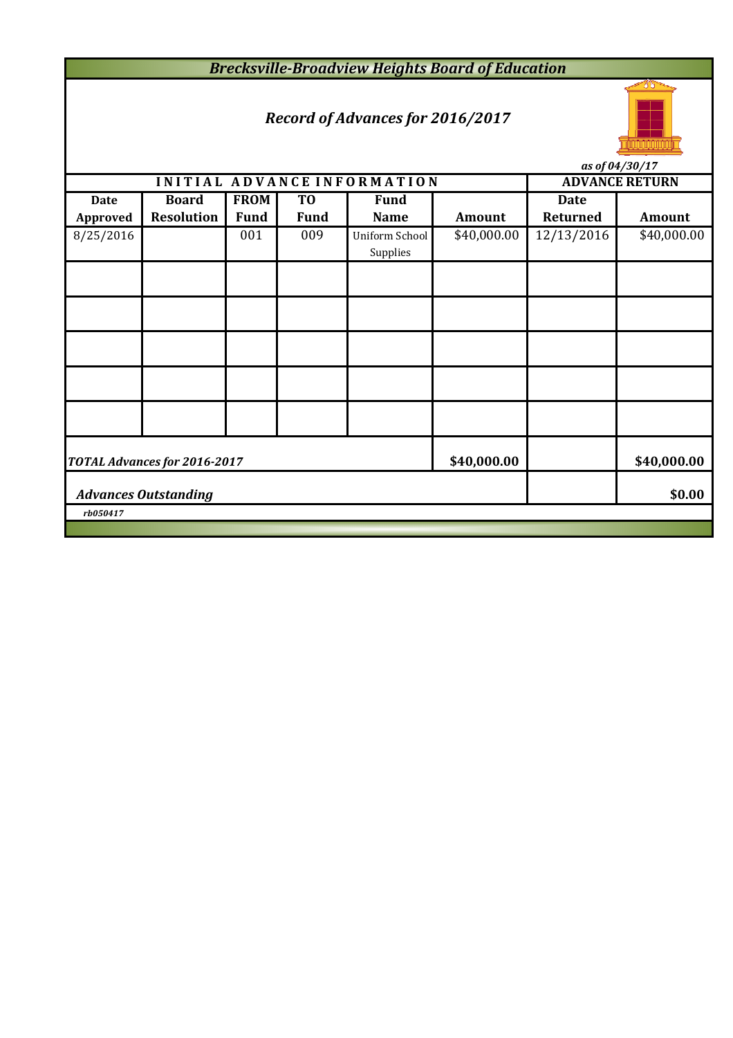# *Brecksville-Broadview Heights Board of Education*

## *Record of Advances for 2016/2017*

*as of 04/30/17*

| INITIAL ADVANCE INFORMATION | | | | | | ADVANCE RETURN | |
|---|---|---|---|---|---|---|---|
| **Date Approved** | **Board Resolution** | **FROM Fund** | **TO Fund** | **Fund Name** | **Amount** | **Date Returned** | **Amount** |
| 8/25/2016 | | 001 | 009 | Uniform School Supplies | $40,000.00 | 12/13/2016 | $40,000.00 |
| | | | | | | | |
| | | | | | | | |
| | | | | | | | |
| | | | | | | | |
| | | | | | | | |
| ***TOTAL Advances for 2016-2017*** | | | | | **$40,000.00** | | **$40,000.00** |
| ***Advances Outstanding*** | | | | | | | **$0.00** |

*rb050417*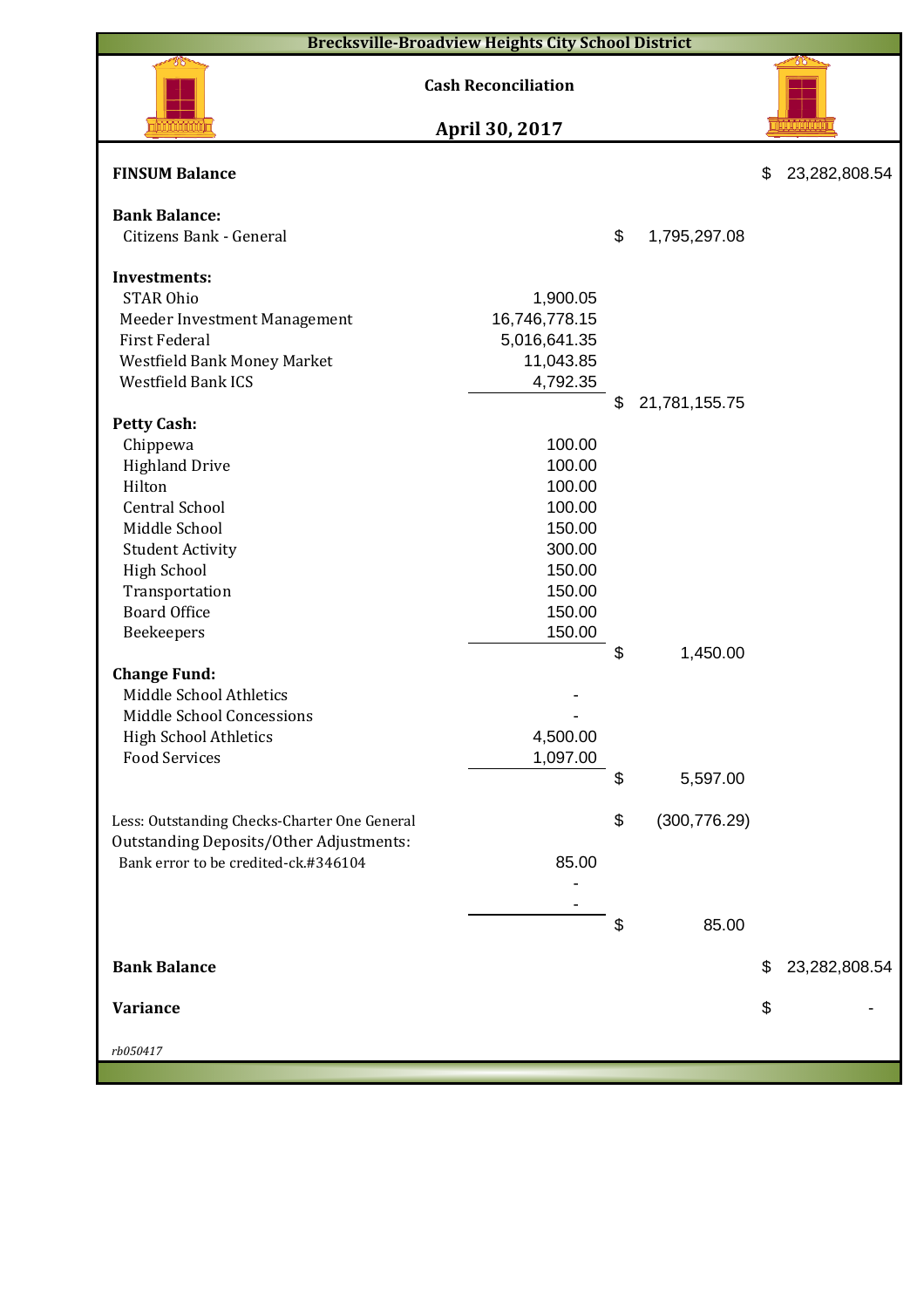# Brecksville-Broadview Heights City School District

## Cash Reconciliation

## April 30, 2017

| | | | |
|---|---|---|---|
| **FINSUM Balance** | | | $ 23,282,808.54 |
| | | | |
| **Bank Balance:** | | | |
| Citizens Bank - General | | $ 1,795,297.08 | |
| | | | |
| **Investments:** | | | |
| STAR Ohio | 1,900.05 | | |
| Meeder Investment Management | 16,746,778.15 | | |
| First Federal | 5,016,641.35 | | |
| Westfield Bank Money Market | 11,043.85 | | |
| Westfield Bank ICS | 4,792.35 | | |
| | | $ 21,781,155.75 | |
| **Petty Cash:** | | | |
| Chippewa | 100.00 | | |
| Highland Drive | 100.00 | | |
| Hilton | 100.00 | | |
| Central School | 100.00 | | |
| Middle School | 150.00 | | |
| Student Activity | 300.00 | | |
| High School | 150.00 | | |
| Transportation | 150.00 | | |
| Board Office | 150.00 | | |
| Beekeepers | 150.00 | | |
| | | $ 1,450.00 | |
| **Change Fund:** | | | |
| Middle School Athletics | - | | |
| Middle School Concessions | - | | |
| High School Athletics | 4,500.00 | | |
| Food Services | 1,097.00 | | |
| | | $ 5,597.00 | |
| | | | |
| Less: Outstanding Checks-Charter One General | | $ (300,776.29) | |
| Outstanding Deposits/Other Adjustments: | | | |
| Bank error to be credited-ck.#346104 | 85.00 | | |
| | - | | |
| | - | | |
| | | $ 85.00 | |
| | | | |
| **Bank Balance** | | | $ 23,282,808.54 |
| | | | |
| **Variance** | | | $ - |

*rb050417*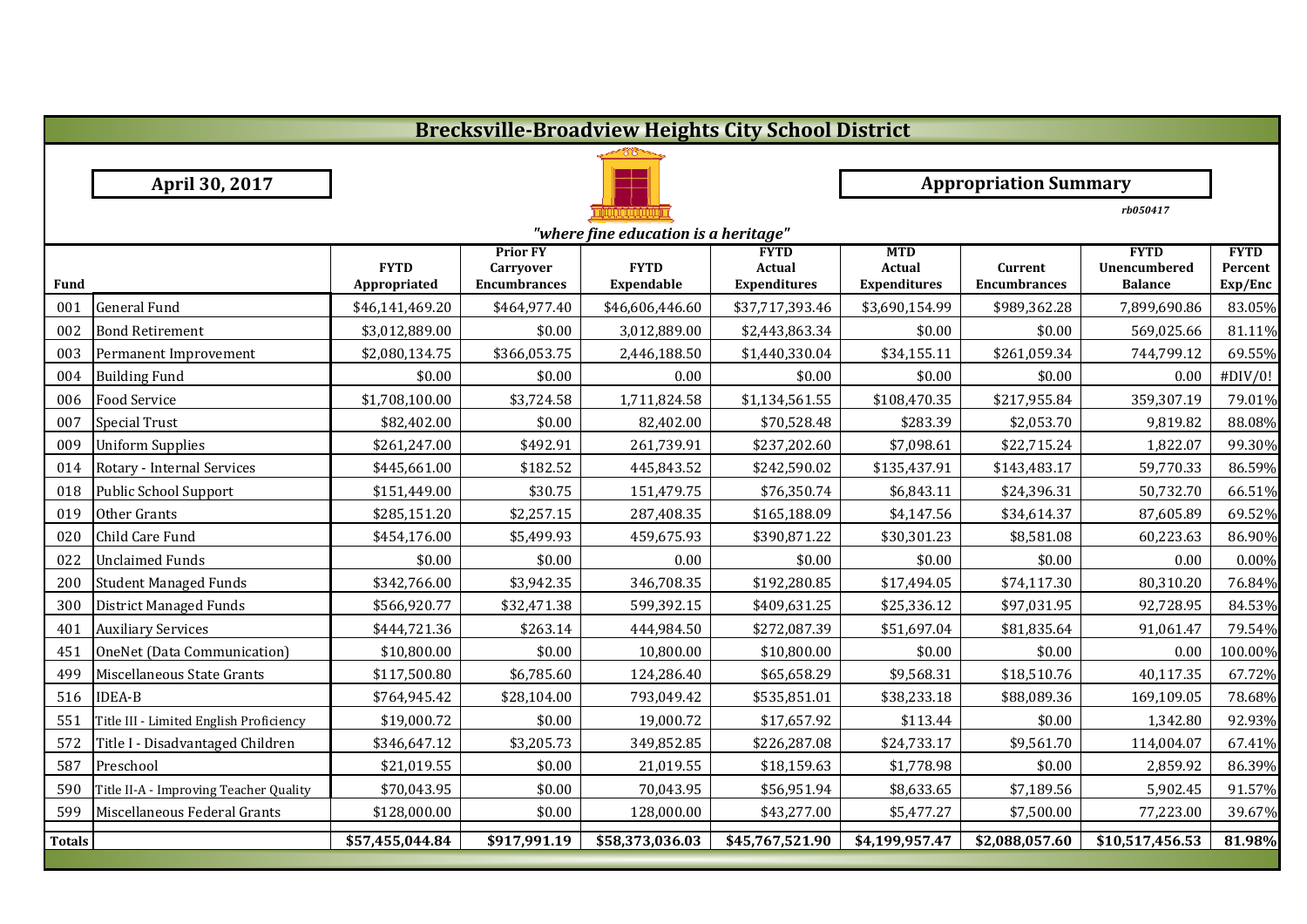# Brecksville-Broadview Heights City School District

**April 30, 2017**

**Appropriation Summary**

*rb050417*

*"where fine education is a heritage"*

| Fund | | FYTD Appropriated | Prior FY Carryover Encumbrances | FYTD Expendable | FYTD Actual Expenditures | MTD Actual Expenditures | Current Encumbrances | FYTD Unencumbered Balance | FYTD Percent Exp/Enc |
|---|---|---|---|---|---|---|---|---|---|
| 001 | General Fund | $46,141,469.20 | $464,977.40 | $46,606,446.60 | $37,717,393.46 | $3,690,154.99 | $989,362.28 | 7,899,690.86 | 83.05% |
| 002 | Bond Retirement | $3,012,889.00 | $0.00 | 3,012,889.00 | $2,443,863.34 | $0.00 | $0.00 | 569,025.66 | 81.11% |
| 003 | Permanent Improvement | $2,080,134.75 | $366,053.75 | 2,446,188.50 | $1,440,330.04 | $34,155.11 | $261,059.34 | 744,799.12 | 69.55% |
| 004 | Building Fund | $0.00 | $0.00 | 0.00 | $0.00 | $0.00 | $0.00 | 0.00 | #DIV/0! |
| 006 | Food Service | $1,708,100.00 | $3,724.58 | 1,711,824.58 | $1,134,561.55 | $108,470.35 | $217,955.84 | 359,307.19 | 79.01% |
| 007 | Special Trust | $82,402.00 | $0.00 | 82,402.00 | $70,528.48 | $283.39 | $2,053.70 | 9,819.82 | 88.08% |
| 009 | Uniform Supplies | $261,247.00 | $492.91 | 261,739.91 | $237,202.60 | $7,098.61 | $22,715.24 | 1,822.07 | 99.30% |
| 014 | Rotary - Internal Services | $445,661.00 | $182.52 | 445,843.52 | $242,590.02 | $135,437.91 | $143,483.17 | 59,770.33 | 86.59% |
| 018 | Public School Support | $151,449.00 | $30.75 | 151,479.75 | $76,350.74 | $6,843.11 | $24,396.31 | 50,732.70 | 66.51% |
| 019 | Other Grants | $285,151.20 | $2,257.15 | 287,408.35 | $165,188.09 | $4,147.56 | $34,614.37 | 87,605.89 | 69.52% |
| 020 | Child Care Fund | $454,176.00 | $5,499.93 | 459,675.93 | $390,871.22 | $30,301.23 | $8,581.08 | 60,223.63 | 86.90% |
| 022 | Unclaimed Funds | $0.00 | $0.00 | 0.00 | $0.00 | $0.00 | $0.00 | 0.00 | 0.00% |
| 200 | Student Managed Funds | $342,766.00 | $3,942.35 | 346,708.35 | $192,280.85 | $17,494.05 | $74,117.30 | 80,310.20 | 76.84% |
| 300 | District Managed Funds | $566,920.77 | $32,471.38 | 599,392.15 | $409,631.25 | $25,336.12 | $97,031.95 | 92,728.95 | 84.53% |
| 401 | Auxiliary Services | $444,721.36 | $263.14 | 444,984.50 | $272,087.39 | $51,697.04 | $81,835.64 | 91,061.47 | 79.54% |
| 451 | OneNet (Data Communication) | $10,800.00 | $0.00 | 10,800.00 | $10,800.00 | $0.00 | $0.00 | 0.00 | 100.00% |
| 499 | Miscellaneous State Grants | $117,500.80 | $6,785.60 | 124,286.40 | $65,658.29 | $9,568.31 | $18,510.76 | 40,117.35 | 67.72% |
| 516 | IDEA-B | $764,945.42 | $28,104.00 | 793,049.42 | $535,851.01 | $38,233.18 | $88,089.36 | 169,109.05 | 78.68% |
| 551 | Title III - Limited English Proficiency | $19,000.72 | $0.00 | 19,000.72 | $17,657.92 | $113.44 | $0.00 | 1,342.80 | 92.93% |
| 572 | Title I - Disadvantaged Children | $346,647.12 | $3,205.73 | 349,852.85 | $226,287.08 | $24,733.17 | $9,561.70 | 114,004.07 | 67.41% |
| 587 | Preschool | $21,019.55 | $0.00 | 21,019.55 | $18,159.63 | $1,778.98 | $0.00 | 2,859.92 | 86.39% |
| 590 | Title II-A - Improving Teacher Quality | $70,043.95 | $0.00 | 70,043.95 | $56,951.94 | $8,633.65 | $7,189.56 | 5,902.45 | 91.57% |
| 599 | Miscellaneous Federal Grants | $128,000.00 | $0.00 | 128,000.00 | $43,277.00 | $5,477.27 | $7,500.00 | 77,223.00 | 39.67% |
| **Totals** | | **$57,455,044.84** | **$917,991.19** | **$58,373,036.03** | **$45,767,521.90** | **$4,199,957.47** | **$2,088,057.60** | **$10,517,456.53** | **81.98%** |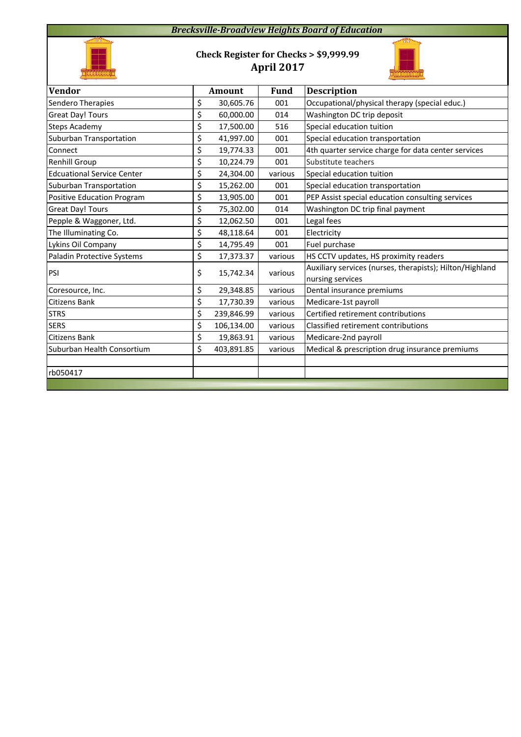*Brecksville-Broadview Heights Board of Education*

**Check Register for Checks > $9,999.99**
**April 2017**

| Vendor | Amount | Fund | Description |
|---|---|---|---|
| Sendero Therapies | $ 30,605.76 | 001 | Occupational/physical therapy (special educ.) |
| Great Day! Tours | $ 60,000.00 | 014 | Washington DC trip deposit |
| Steps Academy | $ 17,500.00 | 516 | Special education tuition |
| Suburban Transportation | $ 41,997.00 | 001 | Special education transportation |
| Connect | $ 19,774.33 | 001 | 4th quarter service charge for data center services |
| Renhill Group | $ 10,224.79 | 001 | Substitute teachers |
| Edcuational Service Center | $ 24,304.00 | various | Special education tuition |
| Suburban Transportation | $ 15,262.00 | 001 | Special education transportation |
| Positive Education Program | $ 13,905.00 | 001 | PEP Assist special education consulting services |
| Great Day! Tours | $ 75,302.00 | 014 | Washington DC trip final payment |
| Pepple & Waggoner, Ltd. | $ 12,062.50 | 001 | Legal fees |
| The Illuminating Co. | $ 48,118.64 | 001 | Electricity |
| Lykins Oil Company | $ 14,795.49 | 001 | Fuel purchase |
| Paladin Protective Systems | $ 17,373.37 | various | HS CCTV updates, HS proximity readers |
| PSI | $ 15,742.34 | various | Auxiliary services (nurses, therapists); Hilton/Highland nursing services |
| Coresource, Inc. | $ 29,348.85 | various | Dental insurance premiums |
| Citizens Bank | $ 17,730.39 | various | Medicare-1st payroll |
| STRS | $ 239,846.99 | various | Certified retirement contributions |
| SERS | $ 106,134.00 | various | Classified retirement contributions |
| Citizens Bank | $ 19,863.91 | various | Medicare-2nd payroll |
| Suburban Health Consortium | $ 403,891.85 | various | Medical & prescription drug insurance premiums |
| | | | |
| rb050417 | | | |